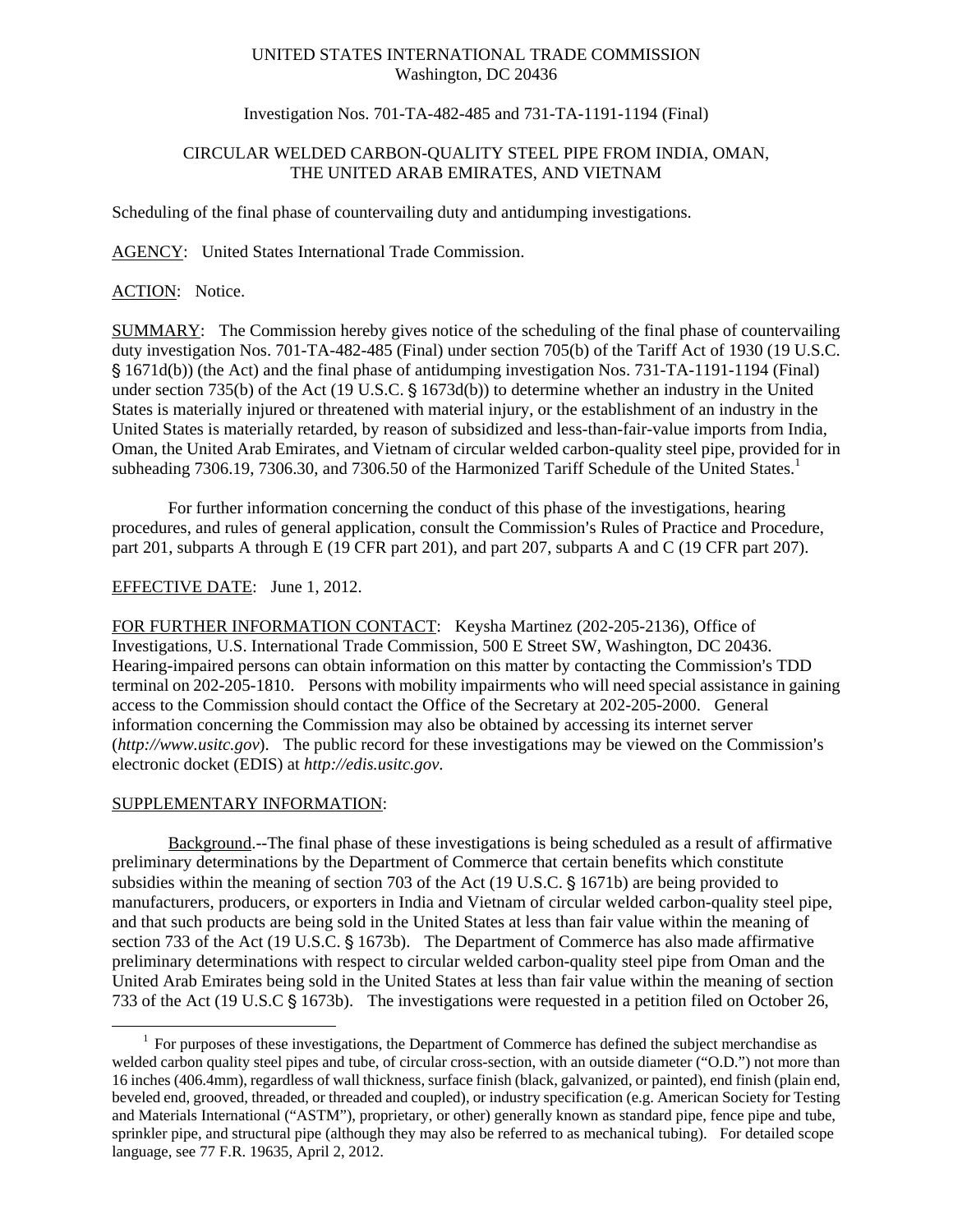UNITED STATES INTERNATIONAL TRADE COMMISSION
Washington, DC 20436

Investigation Nos. 701-TA-482-485 and 731-TA-1191-1194 (Final)

CIRCULAR WELDED CARBON-QUALITY STEEL PIPE FROM INDIA, OMAN, THE UNITED ARAB EMIRATES, AND VIETNAM

Scheduling of the final phase of countervailing duty and antidumping investigations.

AGENCY: United States International Trade Commission.

ACTION: Notice.

SUMMARY: The Commission hereby gives notice of the scheduling of the final phase of countervailing duty investigation Nos. 701-TA-482-485 (Final) under section 705(b) of the Tariff Act of 1930 (19 U.S.C. § 1671d(b)) (the Act) and the final phase of antidumping investigation Nos. 731-TA-1191-1194 (Final) under section 735(b) of the Act (19 U.S.C. § 1673d(b)) to determine whether an industry in the United States is materially injured or threatened with material injury, or the establishment of an industry in the United States is materially retarded, by reason of subsidized and less-than-fair-value imports from India, Oman, the United Arab Emirates, and Vietnam of circular welded carbon-quality steel pipe, provided for in subheading 7306.19, 7306.30, and 7306.50 of the Harmonized Tariff Schedule of the United States.[1]

For further information concerning the conduct of this phase of the investigations, hearing procedures, and rules of general application, consult the Commission's Rules of Practice and Procedure, part 201, subparts A through E (19 CFR part 201), and part 207, subparts A and C (19 CFR part 207).

EFFECTIVE DATE: June 1, 2012.

FOR FURTHER INFORMATION CONTACT: Keysha Martinez (202-205-2136), Office of Investigations, U.S. International Trade Commission, 500 E Street SW, Washington, DC 20436. Hearing-impaired persons can obtain information on this matter by contacting the Commission's TDD terminal on 202-205-1810. Persons with mobility impairments who will need special assistance in gaining access to the Commission should contact the Office of the Secretary at 202-205-2000. General information concerning the Commission may also be obtained by accessing its internet server (*http://www.usitc.gov*). The public record for these investigations may be viewed on the Commission's electronic docket (EDIS) at *http://edis.usitc.gov*.

SUPPLEMENTARY INFORMATION:

Background.--The final phase of these investigations is being scheduled as a result of affirmative preliminary determinations by the Department of Commerce that certain benefits which constitute subsidies within the meaning of section 703 of the Act (19 U.S.C. § 1671b) are being provided to manufacturers, producers, or exporters in India and Vietnam of circular welded carbon-quality steel pipe, and that such products are being sold in the United States at less than fair value within the meaning of section 733 of the Act (19 U.S.C. § 1673b). The Department of Commerce has also made affirmative preliminary determinations with respect to circular welded carbon-quality steel pipe from Oman and the United Arab Emirates being sold in the United States at less than fair value within the meaning of section 733 of the Act (19 U.S.C § 1673b). The investigations were requested in a petition filed on October 26,

[1] For purposes of these investigations, the Department of Commerce has defined the subject merchandise as welded carbon quality steel pipes and tube, of circular cross-section, with an outside diameter ("O.D.") not more than 16 inches (406.4mm), regardless of wall thickness, surface finish (black, galvanized, or painted), end finish (plain end, beveled end, grooved, threaded, or threaded and coupled), or industry specification (e.g. American Society for Testing and Materials International ("ASTM"), proprietary, or other) generally known as standard pipe, fence pipe and tube, sprinkler pipe, and structural pipe (although they may also be referred to as mechanical tubing). For detailed scope language, see 77 F.R. 19635, April 2, 2012.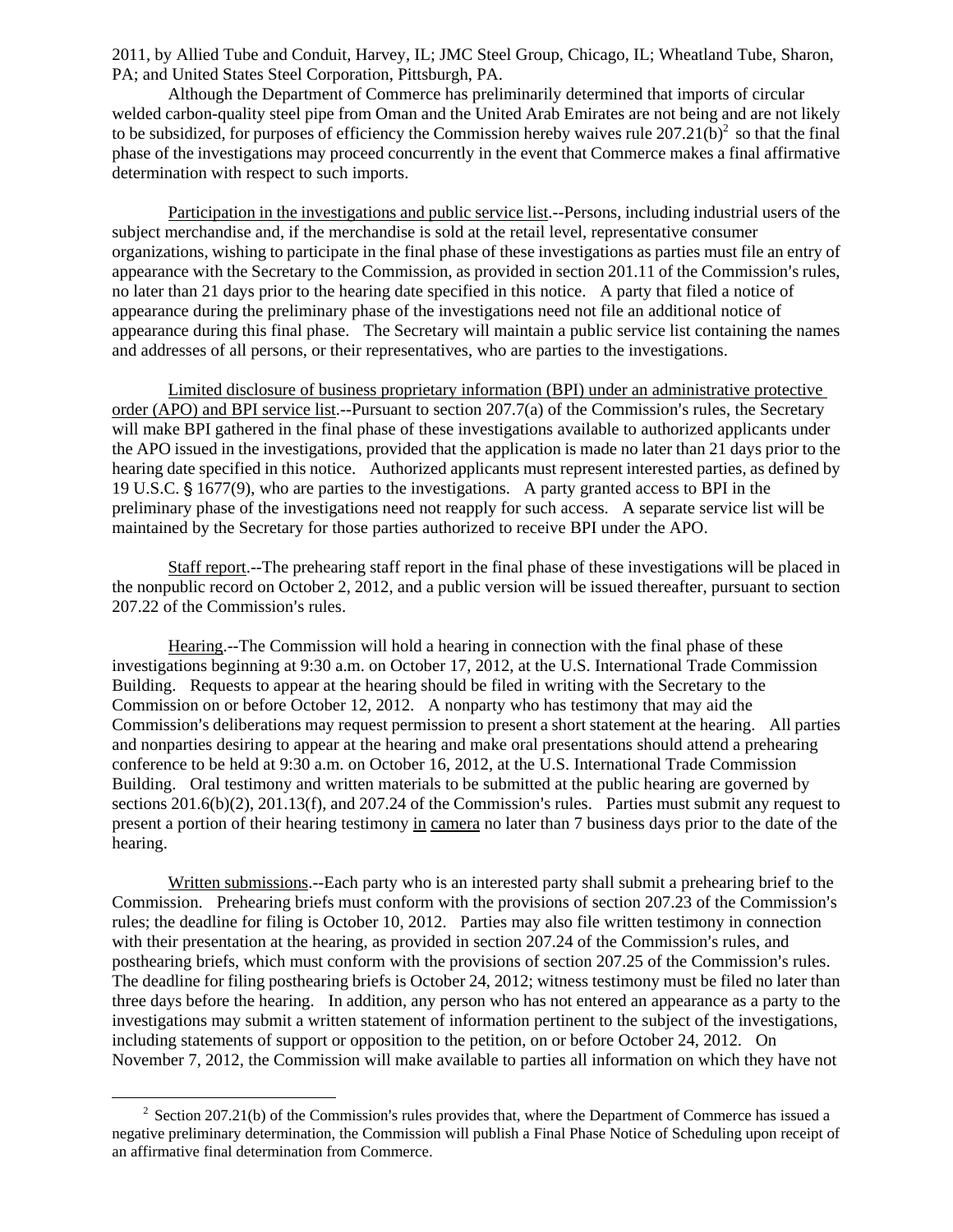2011, by Allied Tube and Conduit, Harvey, IL; JMC Steel Group, Chicago, IL; Wheatland Tube, Sharon, PA; and United States Steel Corporation, Pittsburgh, PA.

Although the Department of Commerce has preliminarily determined that imports of circular welded carbon-quality steel pipe from Oman and the United Arab Emirates are not being and are not likely to be subsidized, for purposes of efficiency the Commission hereby waives rule 207.21(b)[2] so that the final phase of the investigations may proceed concurrently in the event that Commerce makes a final affirmative determination with respect to such imports.

Participation in the investigations and public service list.--Persons, including industrial users of the subject merchandise and, if the merchandise is sold at the retail level, representative consumer organizations, wishing to participate in the final phase of these investigations as parties must file an entry of appearance with the Secretary to the Commission, as provided in section 201.11 of the Commission's rules, no later than 21 days prior to the hearing date specified in this notice. A party that filed a notice of appearance during the preliminary phase of the investigations need not file an additional notice of appearance during this final phase. The Secretary will maintain a public service list containing the names and addresses of all persons, or their representatives, who are parties to the investigations.

Limited disclosure of business proprietary information (BPI) under an administrative protective order (APO) and BPI service list.--Pursuant to section 207.7(a) of the Commission's rules, the Secretary will make BPI gathered in the final phase of these investigations available to authorized applicants under the APO issued in the investigations, provided that the application is made no later than 21 days prior to the hearing date specified in this notice. Authorized applicants must represent interested parties, as defined by 19 U.S.C. § 1677(9), who are parties to the investigations. A party granted access to BPI in the preliminary phase of the investigations need not reapply for such access. A separate service list will be maintained by the Secretary for those parties authorized to receive BPI under the APO.

Staff report.--The prehearing staff report in the final phase of these investigations will be placed in the nonpublic record on October 2, 2012, and a public version will be issued thereafter, pursuant to section 207.22 of the Commission's rules.

Hearing.--The Commission will hold a hearing in connection with the final phase of these investigations beginning at 9:30 a.m. on October 17, 2012, at the U.S. International Trade Commission Building. Requests to appear at the hearing should be filed in writing with the Secretary to the Commission on or before October 12, 2012. A nonparty who has testimony that may aid the Commission's deliberations may request permission to present a short statement at the hearing. All parties and nonparties desiring to appear at the hearing and make oral presentations should attend a prehearing conference to be held at 9:30 a.m. on October 16, 2012, at the U.S. International Trade Commission Building. Oral testimony and written materials to be submitted at the public hearing are governed by sections 201.6(b)(2), 201.13(f), and 207.24 of the Commission's rules. Parties must submit any request to present a portion of their hearing testimony in camera no later than 7 business days prior to the date of the hearing.

Written submissions.--Each party who is an interested party shall submit a prehearing brief to the Commission. Prehearing briefs must conform with the provisions of section 207.23 of the Commission's rules; the deadline for filing is October 10, 2012. Parties may also file written testimony in connection with their presentation at the hearing, as provided in section 207.24 of the Commission's rules, and posthearing briefs, which must conform with the provisions of section 207.25 of the Commission's rules. The deadline for filing posthearing briefs is October 24, 2012; witness testimony must be filed no later than three days before the hearing. In addition, any person who has not entered an appearance as a party to the investigations may submit a written statement of information pertinent to the subject of the investigations, including statements of support or opposition to the petition, on or before October 24, 2012. On November 7, 2012, the Commission will make available to parties all information on which they have not

[2] Section 207.21(b) of the Commission's rules provides that, where the Department of Commerce has issued a negative preliminary determination, the Commission will publish a Final Phase Notice of Scheduling upon receipt of an affirmative final determination from Commerce.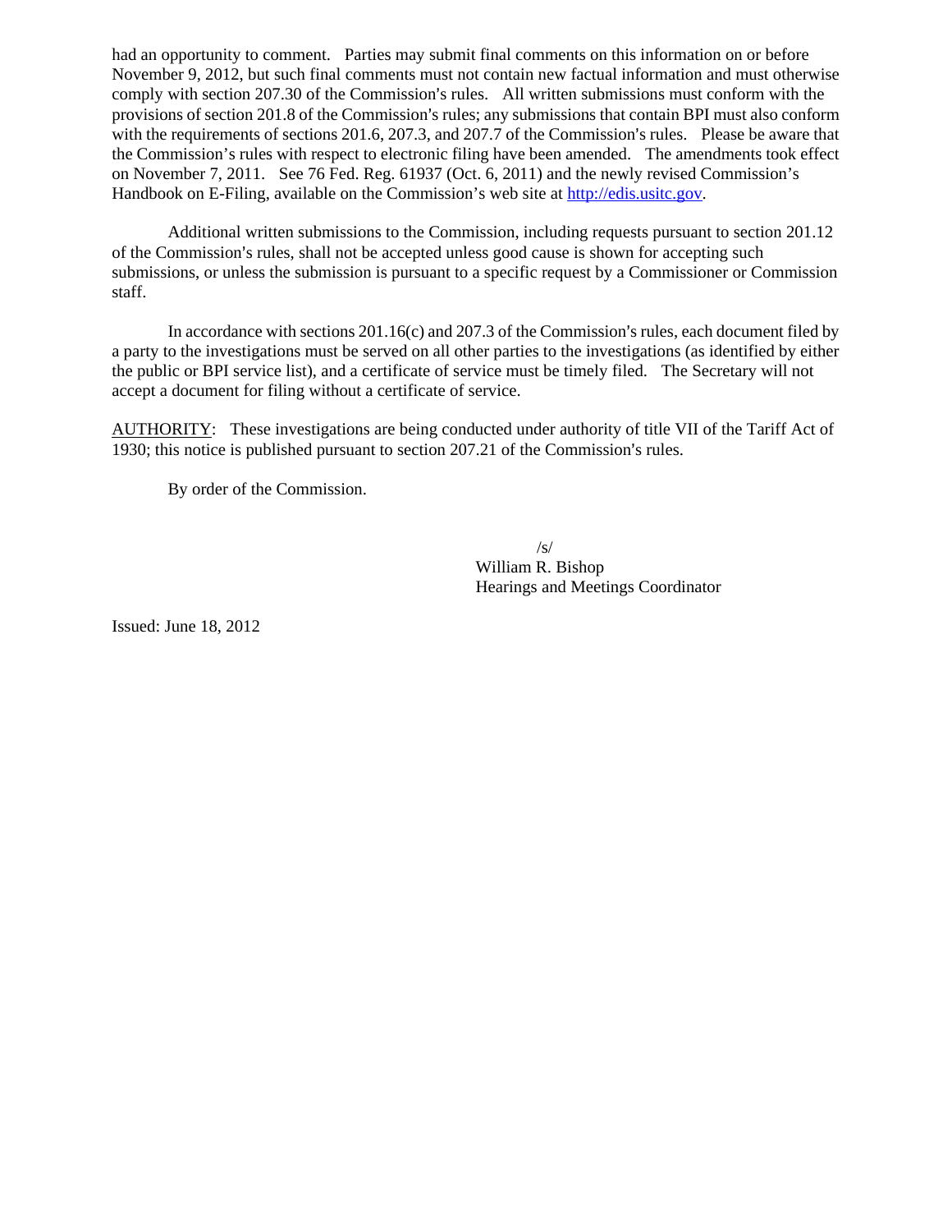had an opportunity to comment. Parties may submit final comments on this information on or before November 9, 2012, but such final comments must not contain new factual information and must otherwise comply with section 207.30 of the Commission's rules. All written submissions must conform with the provisions of section 201.8 of the Commission's rules; any submissions that contain BPI must also conform with the requirements of sections 201.6, 207.3, and 207.7 of the Commission's rules. Please be aware that the Commission's rules with respect to electronic filing have been amended. The amendments took effect on November 7, 2011. See 76 Fed. Reg. 61937 (Oct. 6, 2011) and the newly revised Commission's Handbook on E-Filing, available on the Commission's web site at http://edis.usitc.gov.

Additional written submissions to the Commission, including requests pursuant to section 201.12 of the Commission's rules, shall not be accepted unless good cause is shown for accepting such submissions, or unless the submission is pursuant to a specific request by a Commissioner or Commission staff.

In accordance with sections 201.16(c) and 207.3 of the Commission's rules, each document filed by a party to the investigations must be served on all other parties to the investigations (as identified by either the public or BPI service list), and a certificate of service must be timely filed. The Secretary will not accept a document for filing without a certificate of service.

AUTHORITY: These investigations are being conducted under authority of title VII of the Tariff Act of 1930; this notice is published pursuant to section 207.21 of the Commission's rules.

By order of the Commission.

/s/
William R. Bishop
Hearings and Meetings Coordinator

Issued: June 18, 2012